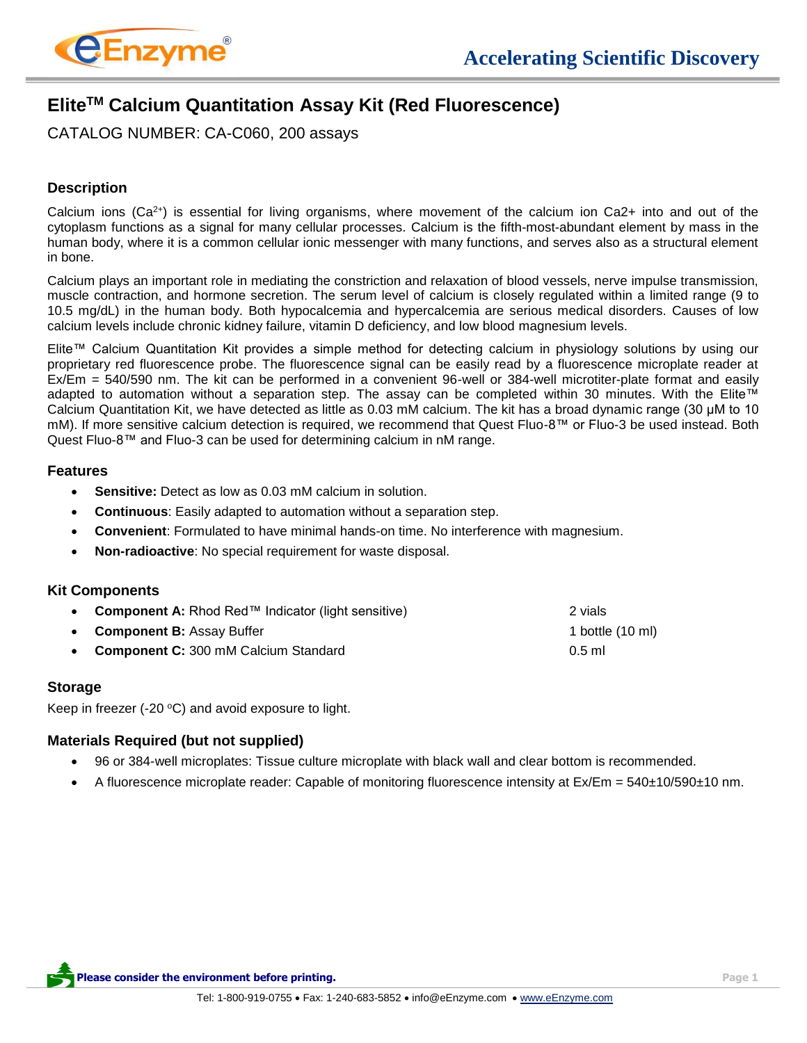# Elite™ Calcium Quantitation Assay Kit (Red Fluorescence)

CATALOG NUMBER: CA-C060, 200 assays

## Description

Calcium ions ($Ca^{2+}$) is essential for living organisms, where movement of the calcium ion Ca2+ into and out of the cytoplasm functions as a signal for many cellular processes. Calcium is the fifth-most-abundant element by mass in the human body, where it is a common cellular ionic messenger with many functions, and serves also as a structural element in bone.

Calcium plays an important role in mediating the constriction and relaxation of blood vessels, nerve impulse transmission, muscle contraction, and hormone secretion. The serum level of calcium is closely regulated within a limited range (9 to 10.5 mg/dL) in the human body. Both hypocalcemia and hypercalcemia are serious medical disorders. Causes of low calcium levels include chronic kidney failure, vitamin D deficiency, and low blood magnesium levels.

Elite™ Calcium Quantitation Kit provides a simple method for detecting calcium in physiology solutions by using our proprietary red fluorescence probe. The fluorescence signal can be easily read by a fluorescence microplate reader at Ex/Em = 540/590 nm. The kit can be performed in a convenient 96-well or 384-well microtiter-plate format and easily adapted to automation without a separation step. The assay can be completed within 30 minutes. With the Elite™ Calcium Quantitation Kit, we have detected as little as 0.03 mM calcium. The kit has a broad dynamic range (30 µM to 10 mM). If more sensitive calcium detection is required, we recommend that Quest Fluo-8™ or Fluo-3 be used instead. Both Quest Fluo-8™ and Fluo-3 can be used for determining calcium in nM range.

## Features

- **Sensitive:** Detect as low as 0.03 mM calcium in solution.
- **Continuous**: Easily adapted to automation without a separation step.
- **Convenient**: Formulated to have minimal hands-on time. No interference with magnesium.
- **Non-radioactive**: No special requirement for waste disposal.

## Kit Components

- **Component A:** Rhod Red™ Indicator (light sensitive) — 2 vials
- **Component B:** Assay Buffer — 1 bottle (10 ml)
- **Component C:** 300 mM Calcium Standard — 0.5 ml

## Storage

Keep in freezer (-20 °C) and avoid exposure to light.

## Materials Required (but not supplied)

- 96 or 384-well microplates: Tissue culture microplate with black wall and clear bottom is recommended.
- A fluorescence microplate reader: Capable of monitoring fluorescence intensity at Ex/Em = 540±10/590±10 nm.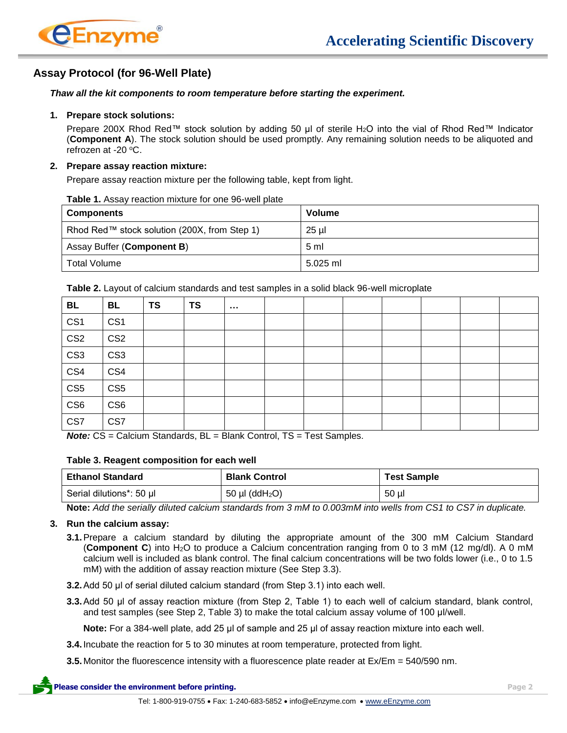## Assay Protocol (for 96-Well Plate)

***Thaw all the kit components to room temperature before starting the experiment.***

1. **Prepare stock solutions:**

   Prepare 200X Rhod Red™ stock solution by adding 50 µl of sterile $H_2O$ into the vial of Rhod Red™ Indicator (**Component A**). The stock solution should be used promptly. Any remaining solution needs to be aliquoted and refrozen at -20 ºC.

2. **Prepare assay reaction mixture:**

   Prepare assay reaction mixture per the following table, kept from light.

**Table 1.** Assay reaction mixture for one 96-well plate

| Components | Volume |
|---|---|
| Rhod Red™ stock solution (200X, from Step 1) | 25 µl |
| Assay Buffer (**Component B**) | 5 ml |
| Total Volume | 5.025 ml |

**Table 2.** Layout of calcium standards and test samples in a solid black 96-well microplate

| BL | BL | TS | TS | … | | | | | | | |
|---|---|---|---|---|---|---|---|---|---|---|---|
| CS1 | CS1 | | | | | | | | | | |
| CS2 | CS2 | | | | | | | | | | |
| CS3 | CS3 | | | | | | | | | | |
| CS4 | CS4 | | | | | | | | | | |
| CS5 | CS5 | | | | | | | | | | |
| CS6 | CS6 | | | | | | | | | | |
| CS7 | CS7 | | | | | | | | | | |

***Note:*** CS = Calcium Standards, BL = Blank Control, TS = Test Samples.

**Table 3. Reagent composition for each well**

| Ethanol Standard | Blank Control | Test Sample |
|---|---|---|
| Serial dilutions*: 50 µl | 50 µl ($ddH_2O$) | 50 µl |

**Note:** *Add the serially diluted calcium standards from 3 mM to 0.003mM into wells from CS1 to CS7 in duplicate.*

3. **Run the calcium assay:**

   **3.1.** Prepare a calcium standard by diluting the appropriate amount of the 300 mM Calcium Standard (**Component C**) into $H_2O$ to produce a Calcium concentration ranging from 0 to 3 mM (12 mg/dl). A 0 mM calcium well is included as blank control. The final calcium concentrations will be two folds lower (i.e., 0 to 1.5 mM) with the addition of assay reaction mixture (See Step 3.3).

   **3.2.** Add 50 µl of serial diluted calcium standard (from Step 3.1) into each well.

   **3.3.** Add 50 µl of assay reaction mixture (from Step 2, Table 1) to each well of calcium standard, blank control, and test samples (see Step 2, Table 3) to make the total calcium assay volume of 100 µl/well.

   **Note:** For a 384-well plate, add 25 µl of sample and 25 µl of assay reaction mixture into each well.

   **3.4.** Incubate the reaction for 5 to 30 minutes at room temperature, protected from light.

   **3.5.** Monitor the fluorescence intensity with a fluorescence plate reader at Ex/Em = 540/590 nm.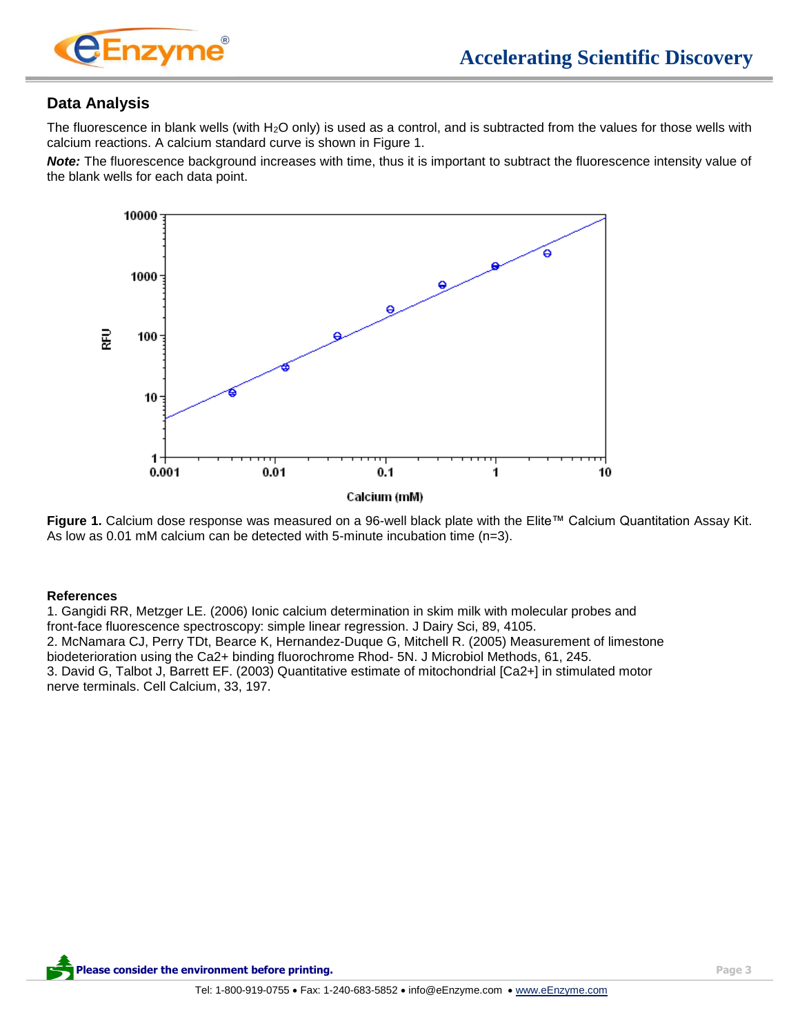## Data Analysis

The fluorescence in blank wells (with $H_2O$ only) is used as a control, and is subtracted from the values for those wells with calcium reactions. A calcium standard curve is shown in Figure 1.

***Note:*** The fluorescence background increases with time, thus it is important to subtract the fluorescence intensity value of the blank wells for each data point.

10000
1000
100
10
1
RFU
0.001
0.01
0.1
1
10
Calcium (mM)

**Figure 1.** Calcium dose response was measured on a 96-well black plate with the Elite™ Calcium Quantitation Assay Kit. As low as 0.01 mM calcium can be detected with 5-minute incubation time (n=3).

**References**

1. Gangidi RR, Metzger LE. (2006) Ionic calcium determination in skim milk with molecular probes and front-face fluorescence spectroscopy: simple linear regression. J Dairy Sci, 89, 4105.
2. McNamara CJ, Perry TDt, Bearce K, Hernandez-Duque G, Mitchell R. (2005) Measurement of limestone biodeterioration using the Ca2+ binding fluorochrome Rhod- 5N. J Microbiol Methods, 61, 245.
3. David G, Talbot J, Barrett EF. (2003) Quantitative estimate of mitochondrial [Ca2+] in stimulated motor nerve terminals. Cell Calcium, 33, 197.